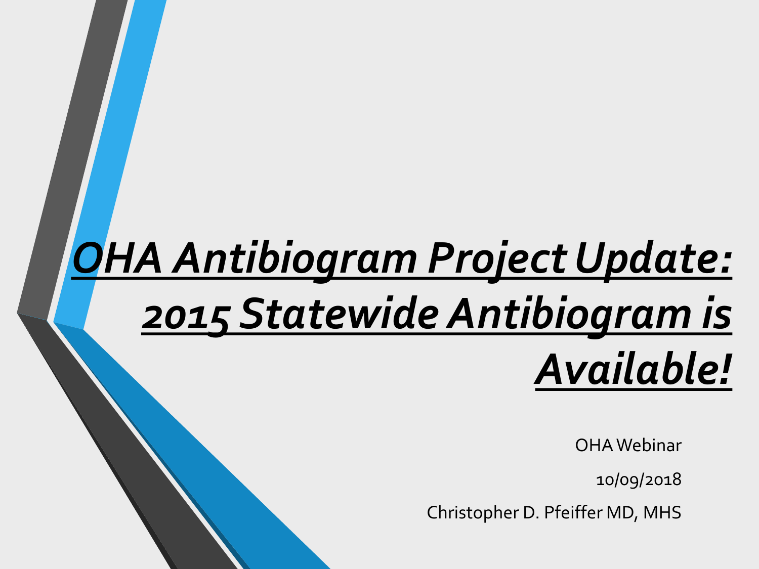# ***OHA Antibiogram Project Update: 2015 Statewide Antibiogram is Available!***

OHA Webinar

10/09/2018

Christopher D. Pfeiffer MD, MHS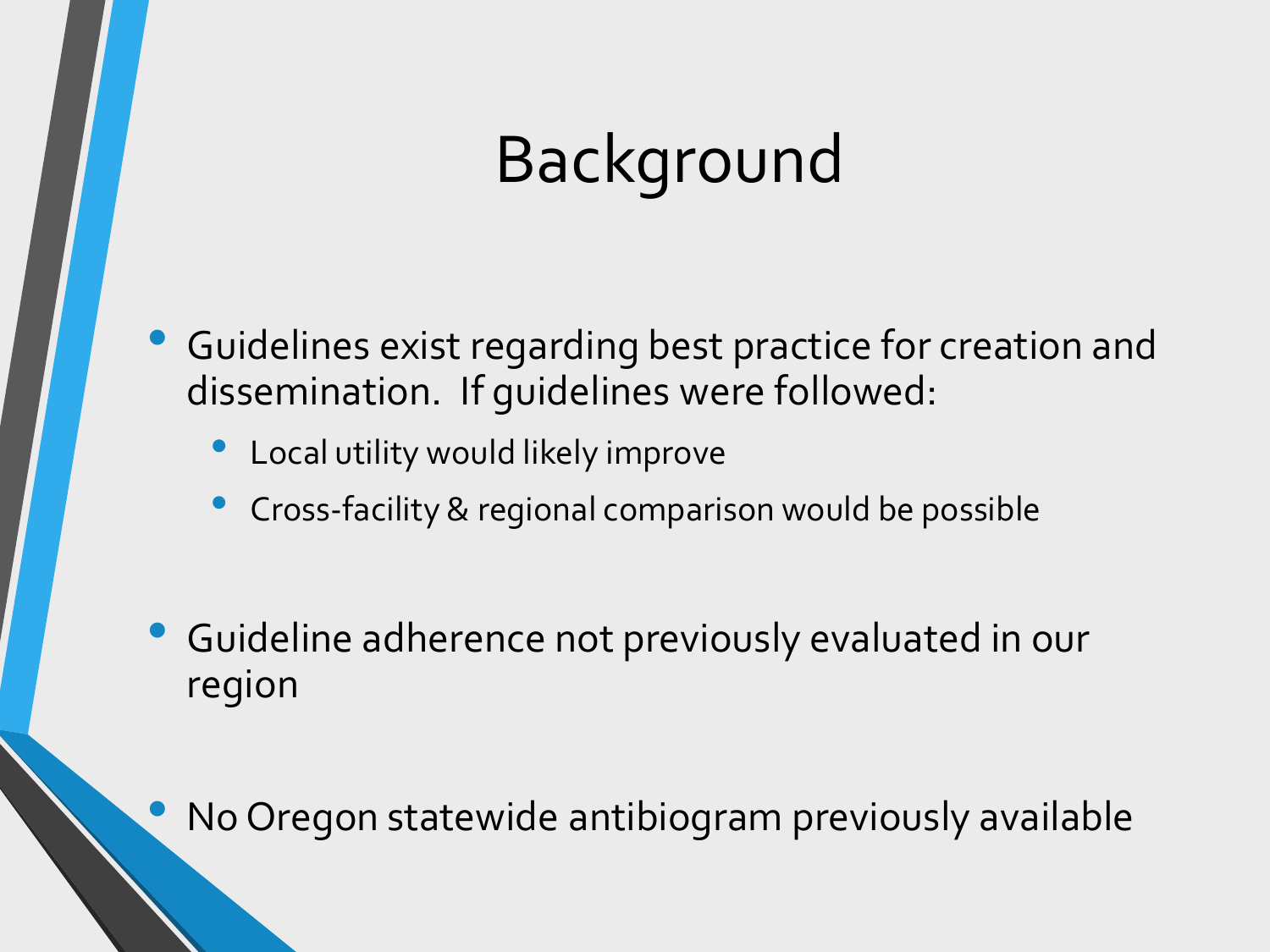# Background

- Guidelines exist regarding best practice for creation and dissemination.  If guidelines were followed:
  - Local utility would likely improve
  - Cross-facility & regional comparison would be possible
- Guideline adherence not previously evaluated in our region
- No Oregon statewide antibiogram previously available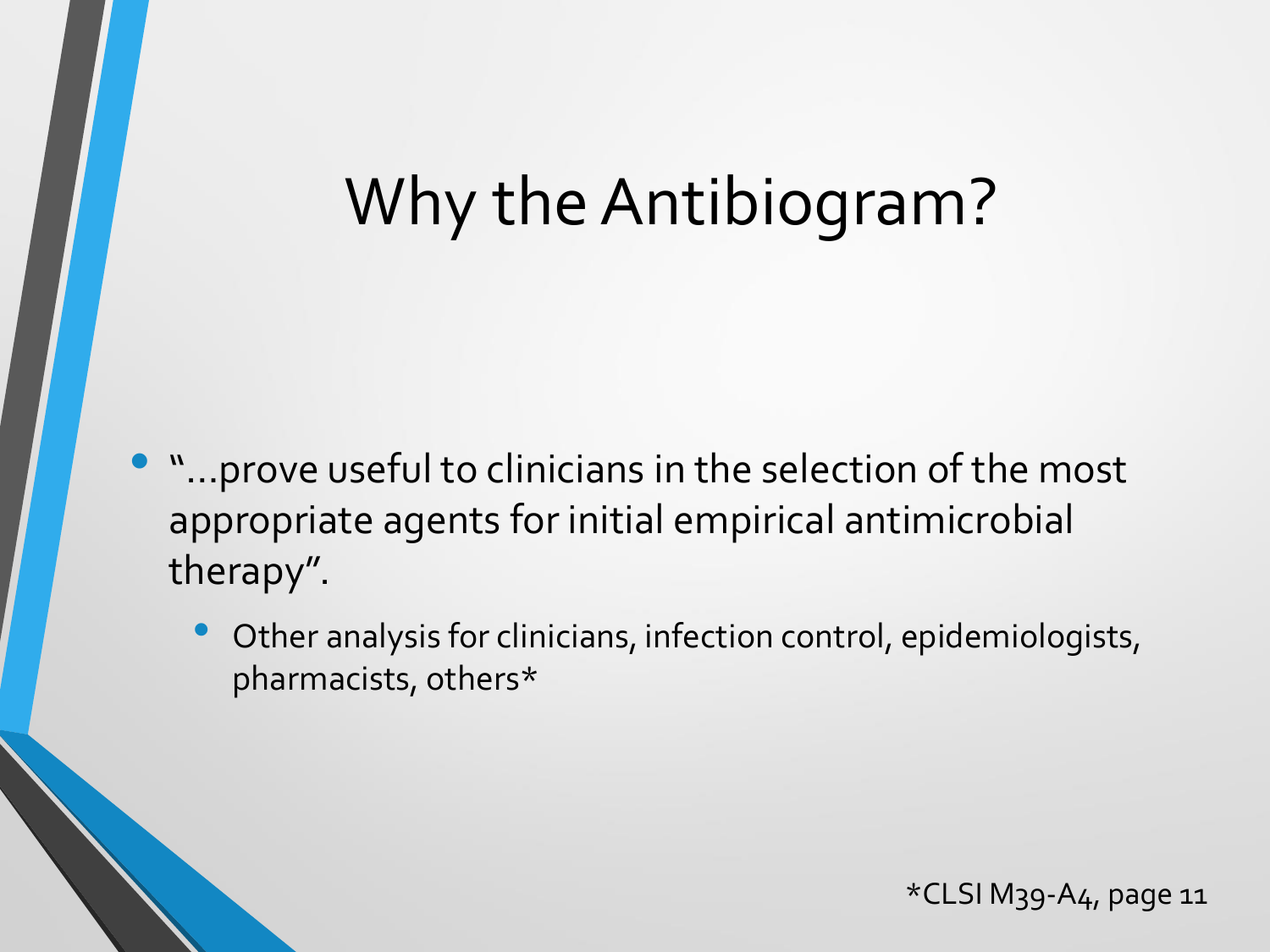# Why the Antibiogram?

- "...prove useful to clinicians in the selection of the most appropriate agents for initial empirical antimicrobial therapy".
  - Other analysis for clinicians, infection control, epidemiologists, pharmacists, others*

*CLSI M39-A4, page 11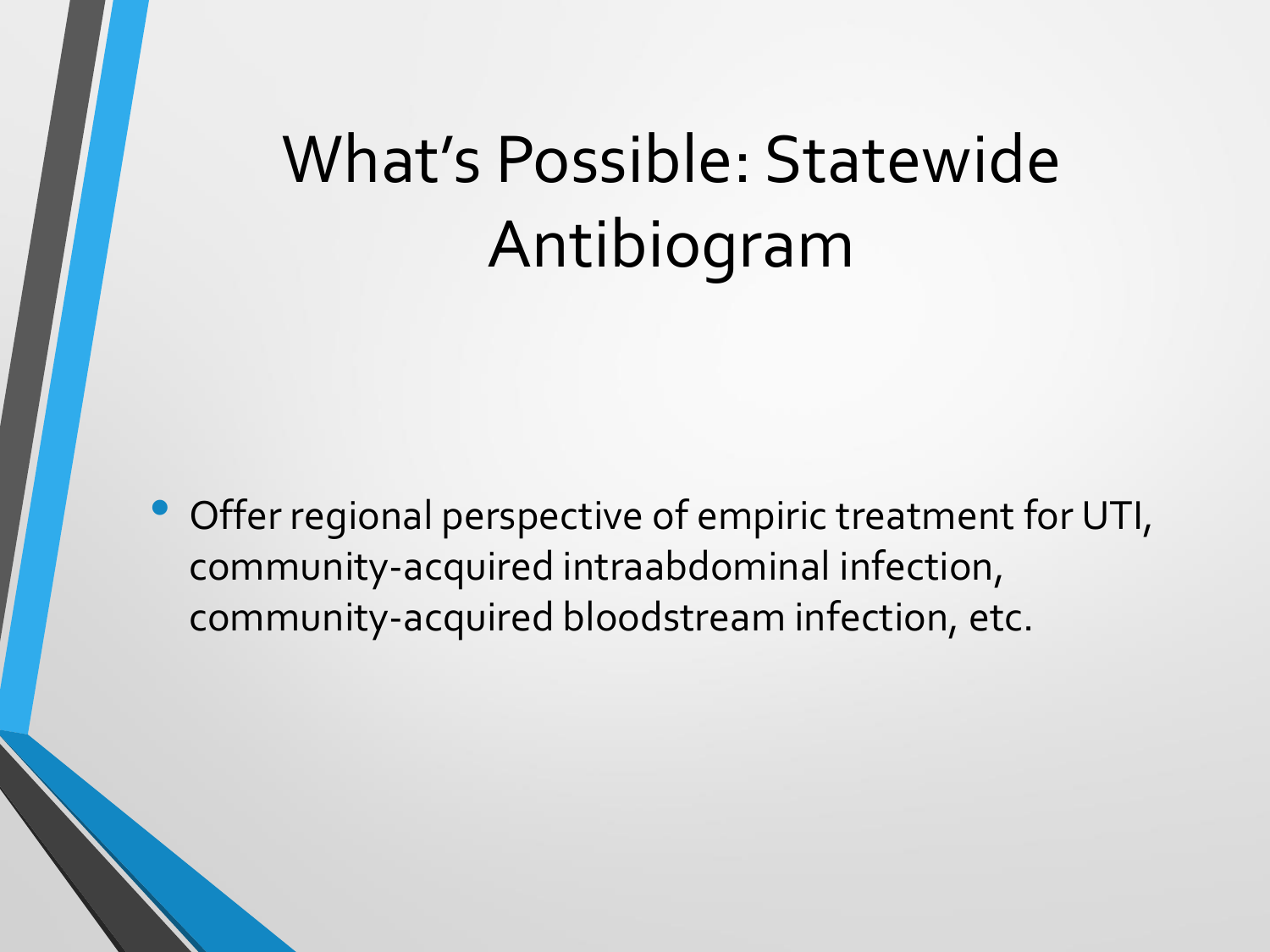# What's Possible: Statewide Antibiogram

- Offer regional perspective of empiric treatment for UTI, community-acquired intraabdominal infection, community-acquired bloodstream infection, etc.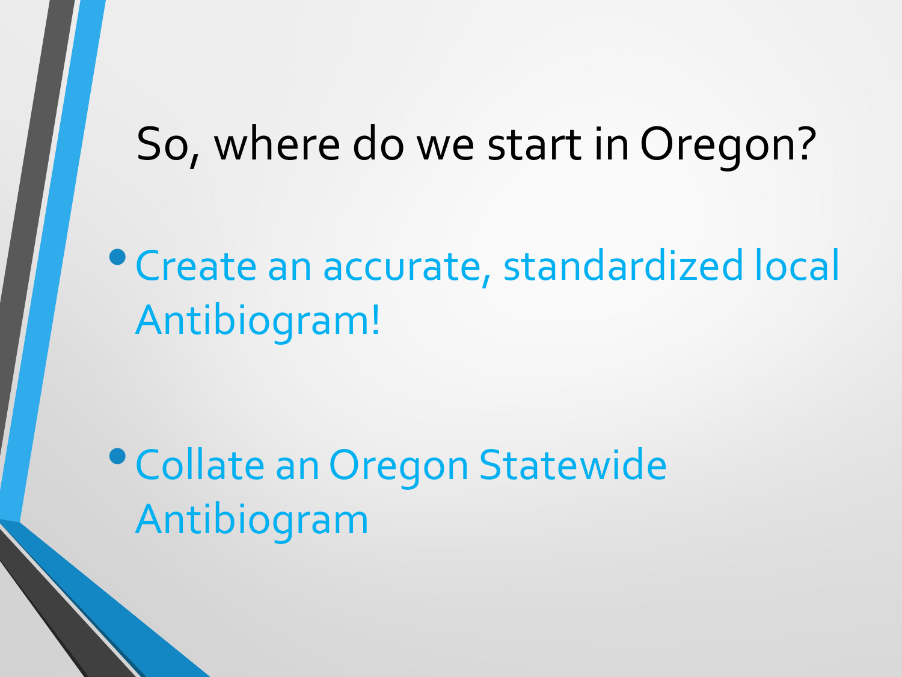# So, where do we start in Oregon?

- Create an accurate, standardized local Antibiogram!

- Collate an Oregon Statewide Antibiogram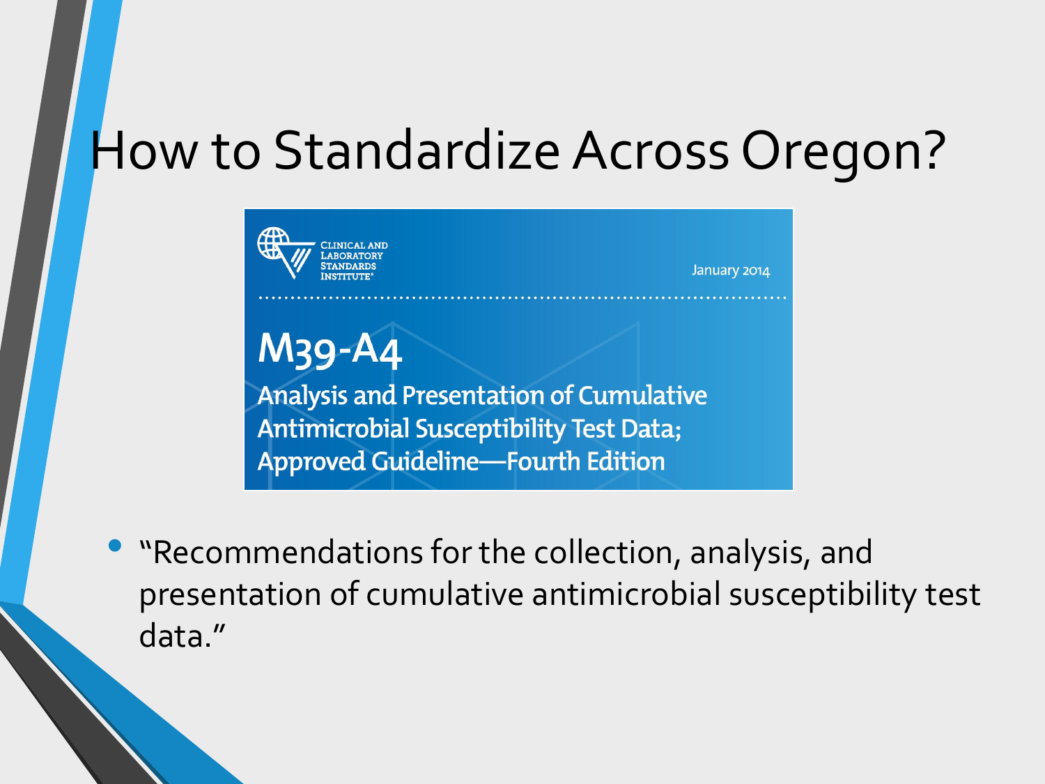# How to Standardize Across Oregon?

CLINICAL AND LABORATORY STANDARDS INSTITUTE®

January 2014

**M39-A4**

**Analysis and Presentation of Cumulative Antimicrobial Susceptibility Test Data; Approved Guideline—Fourth Edition**

- "Recommendations for the collection, analysis, and presentation of cumulative antimicrobial susceptibility test data."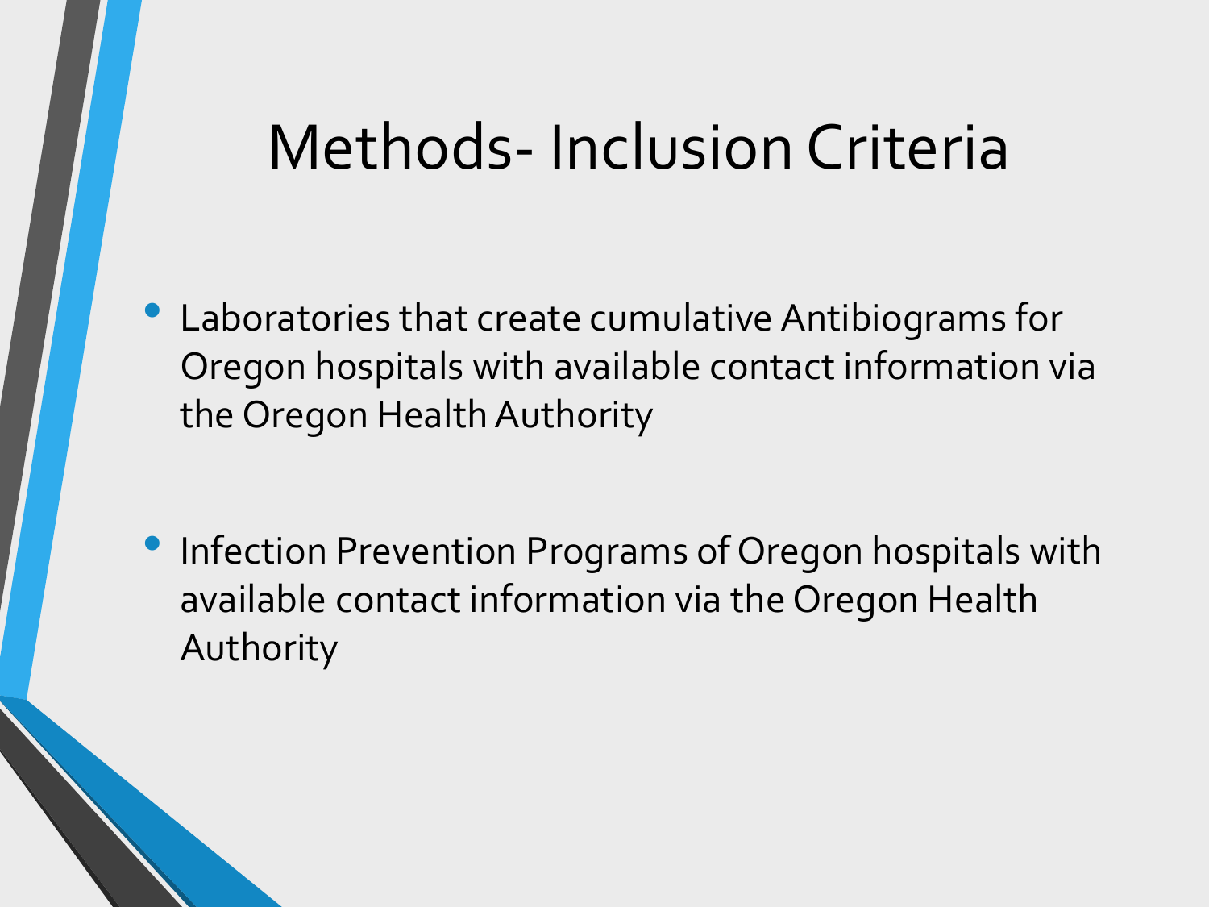# Methods- Inclusion Criteria

- Laboratories that create cumulative Antibiograms for Oregon hospitals with available contact information via the Oregon Health Authority

- Infection Prevention Programs of Oregon hospitals with available contact information via the Oregon Health Authority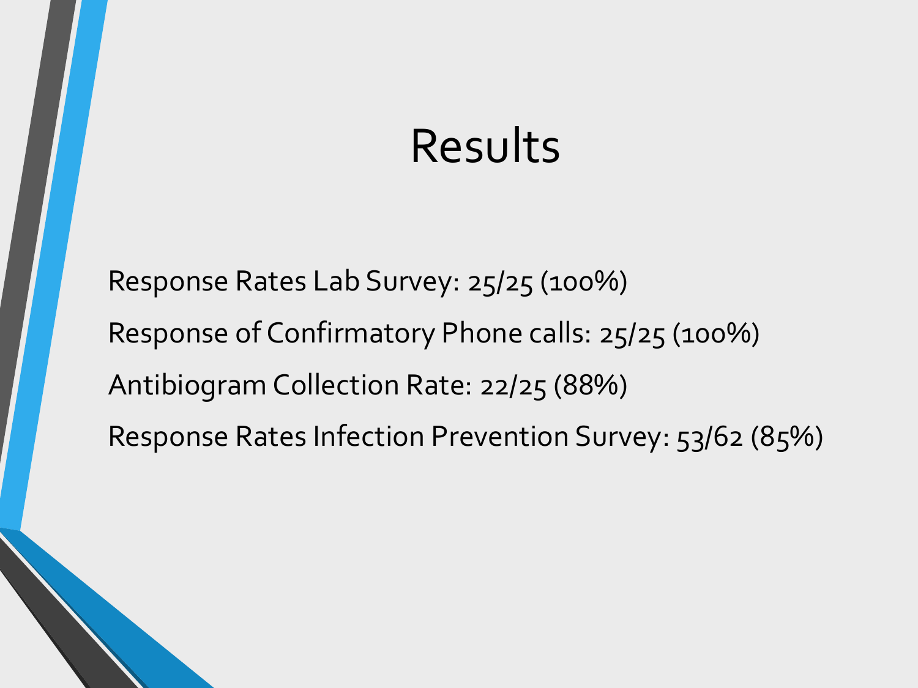# Results

Response Rates Lab Survey: 25/25 (100%)

Response of Confirmatory Phone calls: 25/25 (100%)

Antibiogram Collection Rate: 22/25 (88%)

Response Rates Infection Prevention Survey: 53/62 (85%)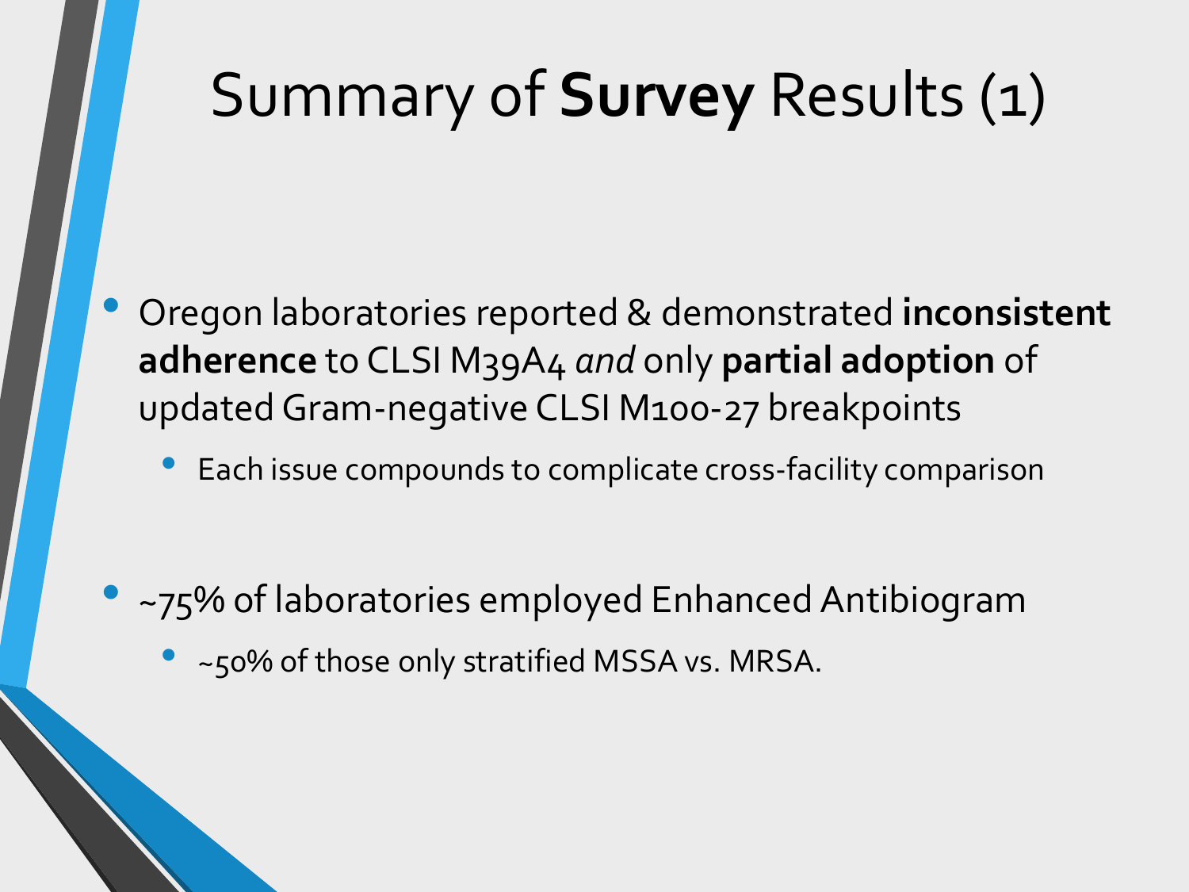# Summary of **Survey** Results (1)

- Oregon laboratories reported & demonstrated **inconsistent adherence** to CLSI M39A4 *and* only **partial adoption** of updated Gram-negative CLSI M100-27 breakpoints
  - Each issue compounds to complicate cross-facility comparison
- ~75% of laboratories employed Enhanced Antibiogram
  - ~50% of those only stratified MSSA vs. MRSA.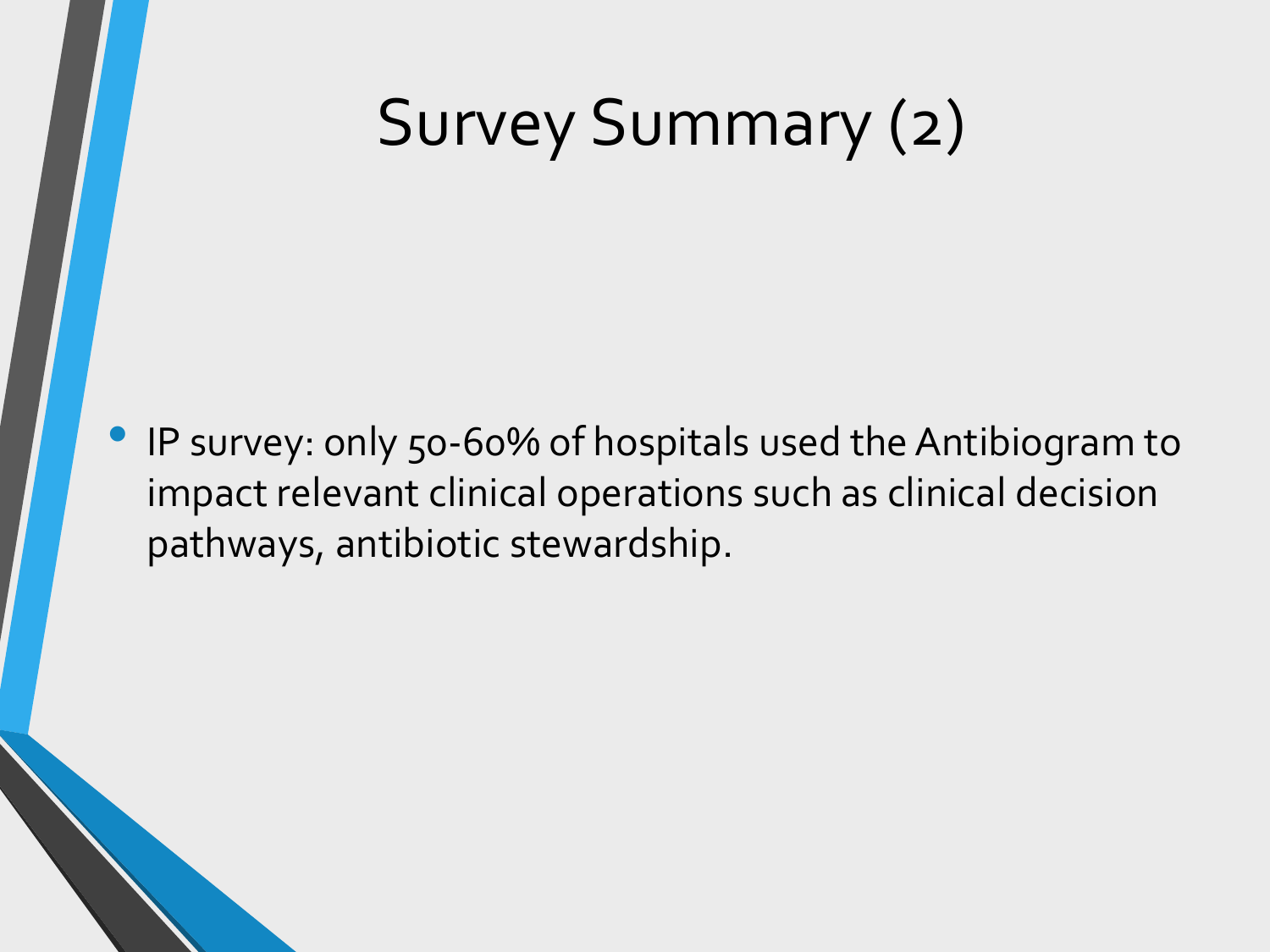# Survey Summary (2)

- IP survey: only 50-60% of hospitals used the Antibiogram to impact relevant clinical operations such as clinical decision pathways, antibiotic stewardship.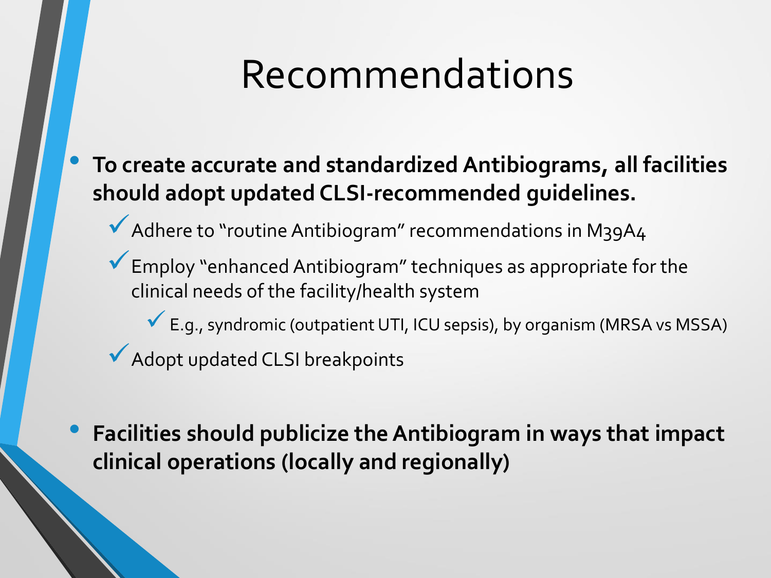# Recommendations

- **To create accurate and standardized Antibiograms, all facilities should adopt updated CLSI-recommended guidelines.**
  - ✓ Adhere to "routine Antibiogram" recommendations in M39A4
  - ✓ Employ "enhanced Antibiogram" techniques as appropriate for the clinical needs of the facility/health system
    - ✓ E.g., syndromic (outpatient UTI, ICU sepsis), by organism (MRSA vs MSSA)
  - ✓ Adopt updated CLSI breakpoints
- **Facilities should publicize the Antibiogram in ways that impact clinical operations (locally and regionally)**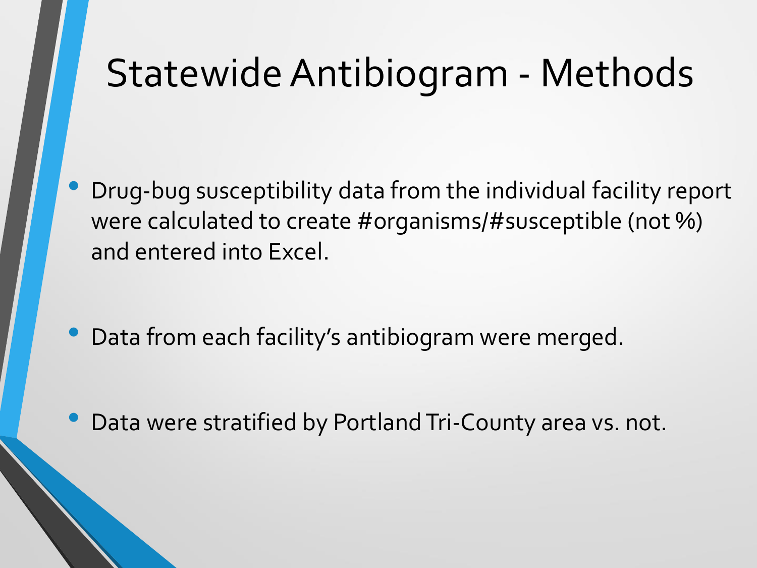# Statewide Antibiogram - Methods

- Drug-bug susceptibility data from the individual facility report were calculated to create #organisms/#susceptible (not %) and entered into Excel.
- Data from each facility's antibiogram were merged.
- Data were stratified by Portland Tri-County area vs. not.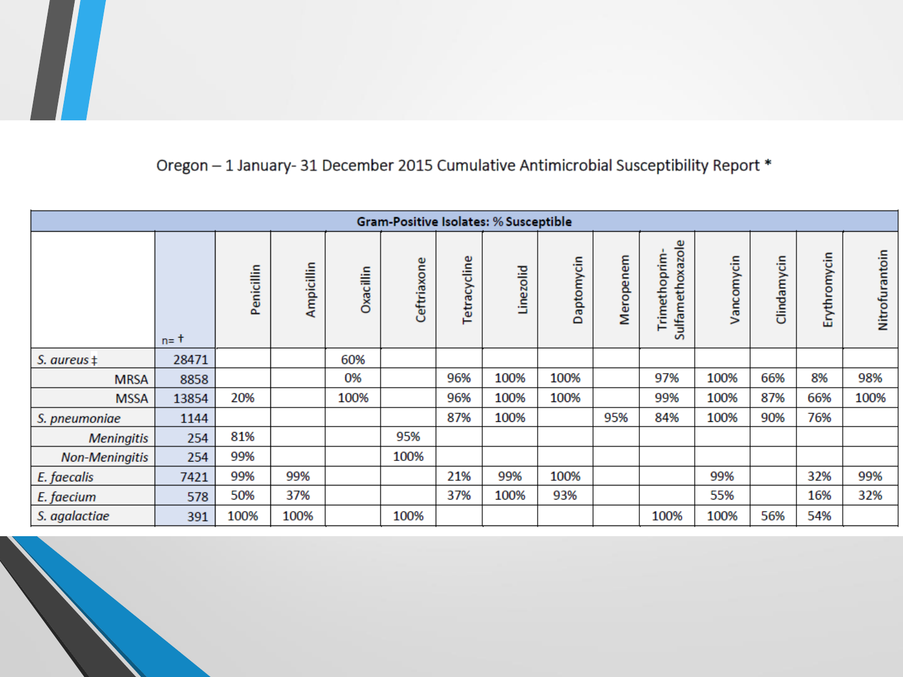Oregon – 1 January- 31 December 2015 Cumulative Antimicrobial Susceptibility Report *

| Gram-Positive Isolates: % Susceptible | | | | | | | | | | | | | | | |
|---|---|---|---|---|---|---|---|---|---|---|---|---|---|---|---|
| | n= † | Penicillin | Ampicillin | Oxacillin | Ceftriaxone | Tetracycline | Linezolid | Daptomycin | Meropenem | Trimethoprim-Sulfamethoxazole | Vancomycin | Clindamycin | Erythromycin | Nitrofurantoin |
| *S. aureus* ‡ | 28471 | | | 60% | | | | | | | | | | |
| MRSA | 8858 | | | 0% | | 96% | 100% | 100% | | 97% | 100% | 66% | 8% | 98% |
| MSSA | 13854 | 20% | | 100% | | 96% | 100% | 100% | | 99% | 100% | 87% | 66% | 100% |
| *S. pneumoniae* | 1144 | | | | | 87% | 100% | | 95% | 84% | 100% | 90% | 76% | |
| *Meningitis* | 254 | 81% | | | 95% | | | | | | | | | |
| *Non-Meningitis* | 254 | 99% | | | 100% | | | | | | | | | |
| *E. faecalis* | 7421 | 99% | 99% | | | 21% | 99% | 100% | | | 99% | | 32% | 99% |
| *E. faecium* | 578 | 50% | 37% | | | 37% | 100% | 93% | | | 55% | | 16% | 32% |
| *S. agalactiae* | 391 | 100% | 100% | | 100% | | | | | 100% | 100% | 56% | 54% | |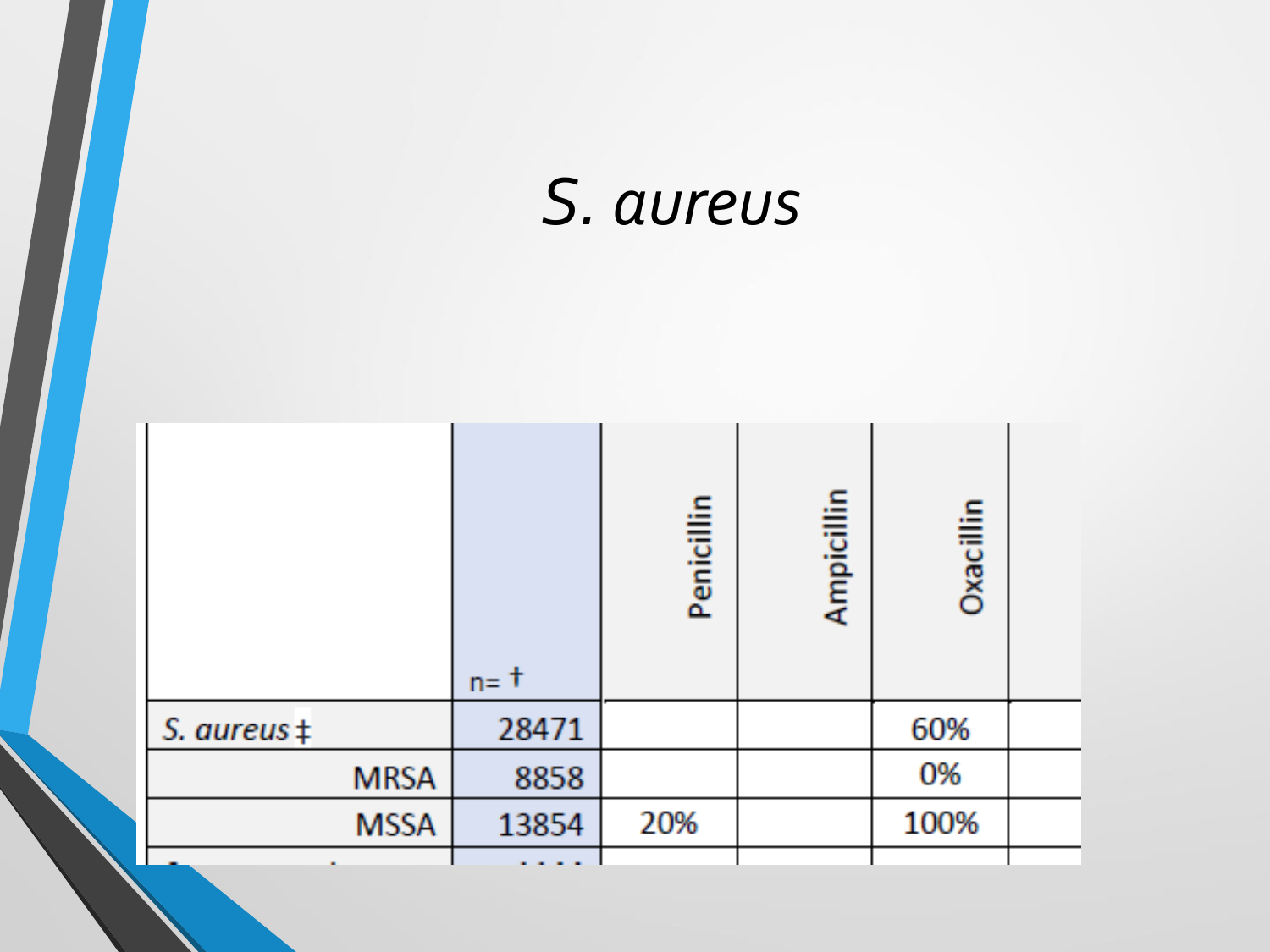# *S. aureus*

| | n= † | Penicillin | Ampicillin | Oxacillin |
|---|---|---|---|---|
| *S. aureus* ‡ | 28471 | | | 60% |
| MRSA | 8858 | | | 0% |
| MSSA | 13854 | 20% | | 100% |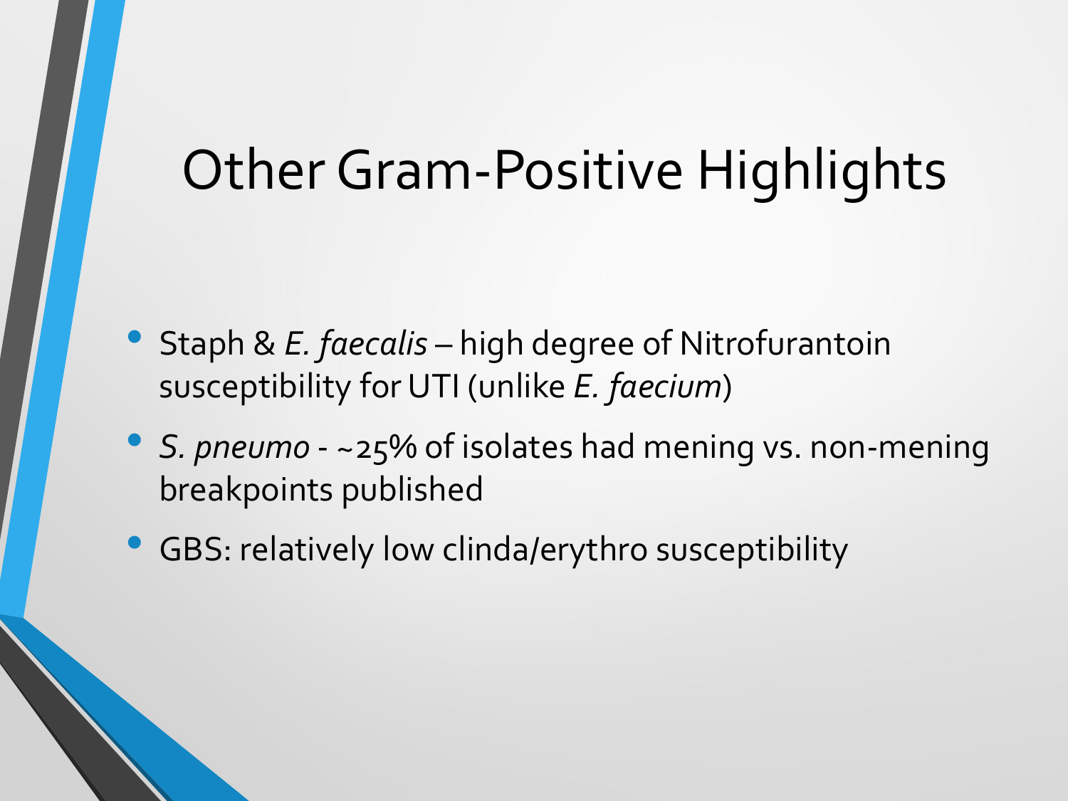# Other Gram-Positive Highlights

- Staph & *E. faecalis* – high degree of Nitrofurantoin susceptibility for UTI (unlike *E. faecium*)
- *S. pneumo* - ~25% of isolates had mening vs. non-mening breakpoints published
- GBS: relatively low clinda/erythro susceptibility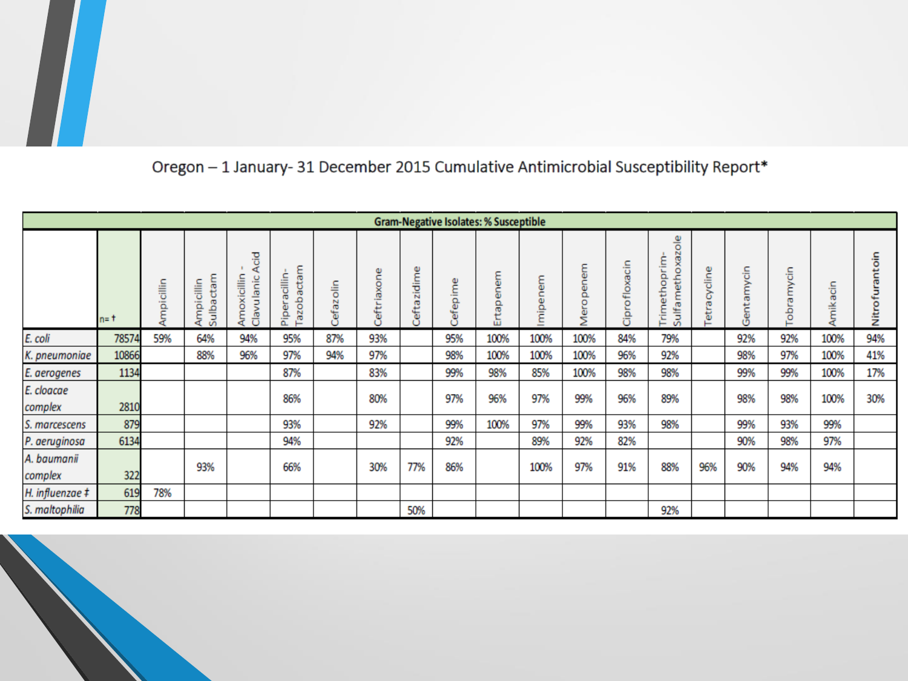Oregon – 1 January- 31 December 2015 Cumulative Antimicrobial Susceptibility Report*

| Gram-Negative Isolates: % Susceptible | | | | | | | | | | | | | | | | | | | |
|---|---|---|---|---|---|---|---|---|---|---|---|---|---|---|---|---|---|---|---|
| | n= † | Ampicillin | Ampicillin Sulbactam | Amoxicillin - Clavulanic Acid | Piperacillin-Tazobactam | Cefazolin | Ceftriaxone | Ceftazidime | Cefepime | Ertapenem | Imipenem | Meropenem | Ciprofloxacin | Trimethoprim-Sulfamethoxazole | Tetracycline | Gentamycin | Tobramycin | Amikacin | Nitrofurantoin |
| *E. coli* | 78574 | 59% | 64% | 94% | 95% | 87% | 93% | | 95% | 100% | 100% | 100% | 84% | 79% | | 92% | 92% | 100% | 94% |
| *K. pneumoniae* | 10866 | | 88% | 96% | 97% | 94% | 97% | | 98% | 100% | 100% | 100% | 96% | 92% | | 98% | 97% | 100% | 41% |
| *E. aerogenes* | 1134 | | | | 87% | | 83% | | 99% | 98% | 85% | 100% | 98% | 98% | | 99% | 99% | 100% | 17% |
| *E. cloacae complex* | 2810 | | | | 86% | | 80% | | 97% | 96% | 97% | 99% | 96% | 89% | | 98% | 98% | 100% | 30% |
| *S. marcescens* | 879 | | | | 93% | | 92% | | 99% | 100% | 97% | 99% | 93% | 98% | | 99% | 93% | 99% | |
| *P. aeruginosa* | 6134 | | | | 94% | | | | 92% | | 89% | 92% | 82% | | | 90% | 98% | 97% | |
| *A. baumanii complex* | 322 | | 93% | | 66% | | 30% | 77% | 86% | | 100% | 97% | 91% | 88% | 96% | 90% | 94% | 94% | |
| *H. influenzae* ‡ | 619 | 78% | | | | | | | | | | | | | | | | | |
| *S. maltophilia* | 778 | | | | | | | 50% | | | | | | 92% | | | | | |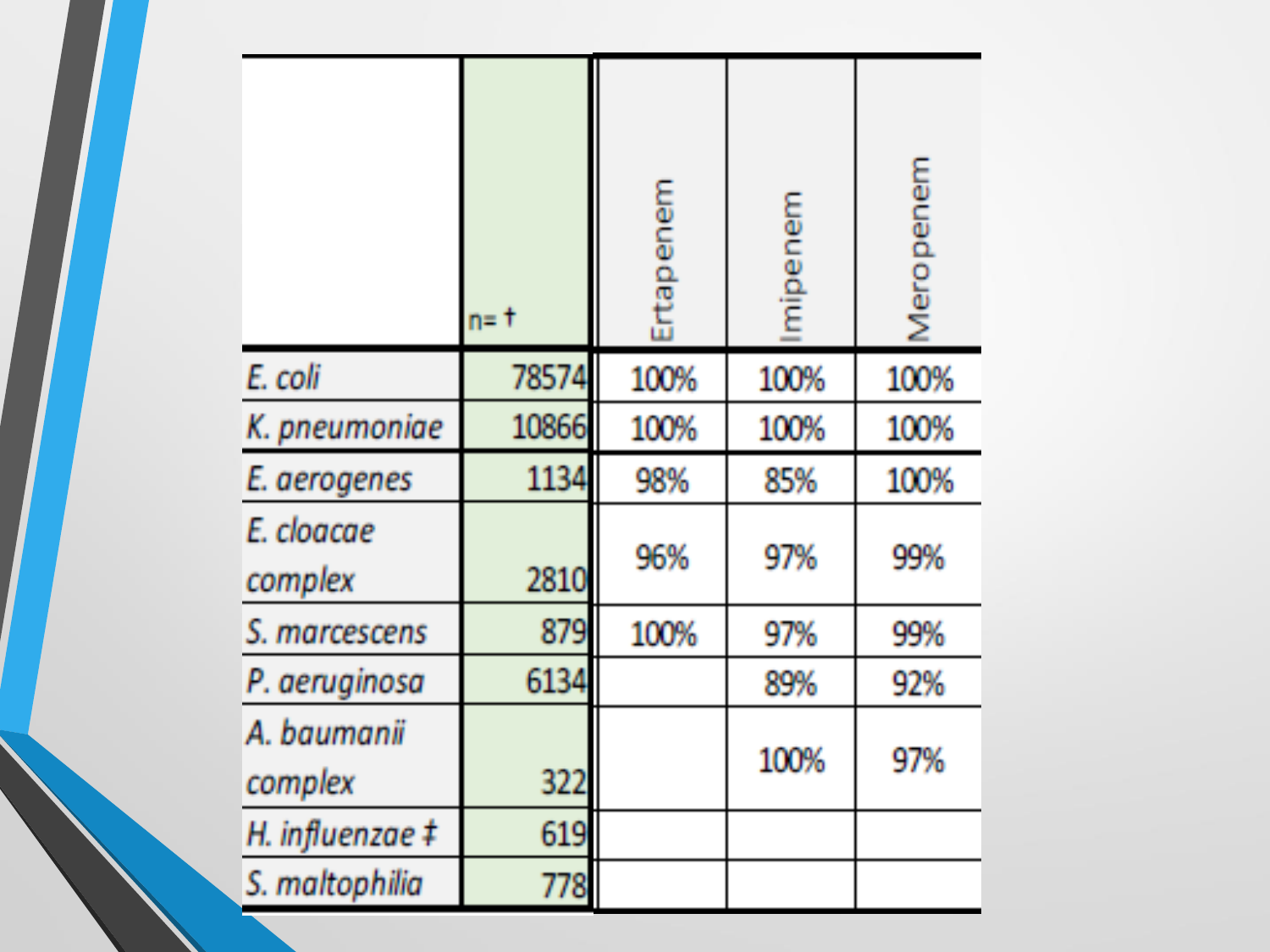| | n= † | Ertapenem | Imipenem | Meropenem |
|---|---|---|---|---|
| *E. coli* | 78574 | 100% | 100% | 100% |
| *K. pneumoniae* | 10866 | 100% | 100% | 100% |
| *E. aerogenes* | 1134 | 98% | 85% | 100% |
| *E. cloacae complex* | 2810 | 96% | 97% | 99% |
| *S. marcescens* | 879 | 100% | 97% | 99% |
| *P. aeruginosa* | 6134 | | 89% | 92% |
| *A. baumanii complex* | 322 | | 100% | 97% |
| *H. influenzae* ‡ | 619 | | | |
| *S. maltophilia* | 778 | | | |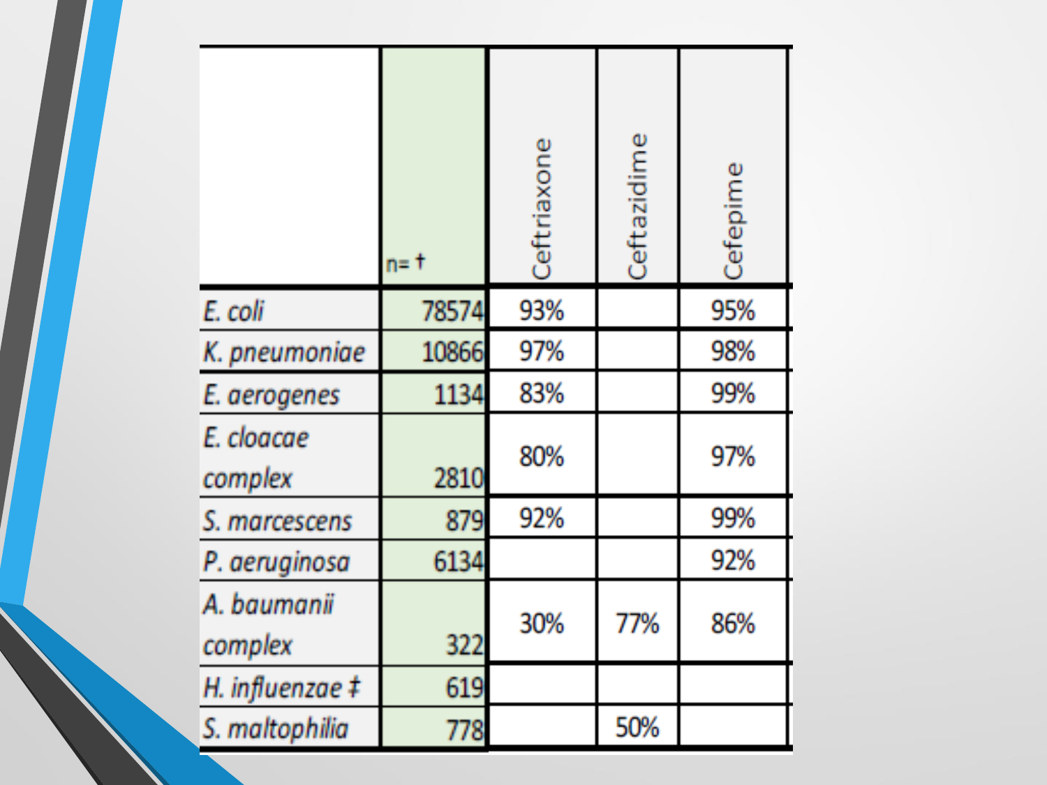| | n= † | Ceftriaxone | Ceftazidime | Cefepime |
|---|---|---|---|---|
| *E. coli* | 78574 | 93% | | 95% |
| *K. pneumoniae* | 10866 | 97% | | 98% |
| *E. aerogenes* | 1134 | 83% | | 99% |
| *E. cloacae complex* | 2810 | 80% | | 97% |
| *S. marcescens* | 879 | 92% | | 99% |
| *P. aeruginosa* | 6134 | | | 92% |
| *A. baumanii complex* | 322 | 30% | 77% | 86% |
| *H. influenzae* ‡ | 619 | | | |
| *S. maltophilia* | 778 | | 50% | |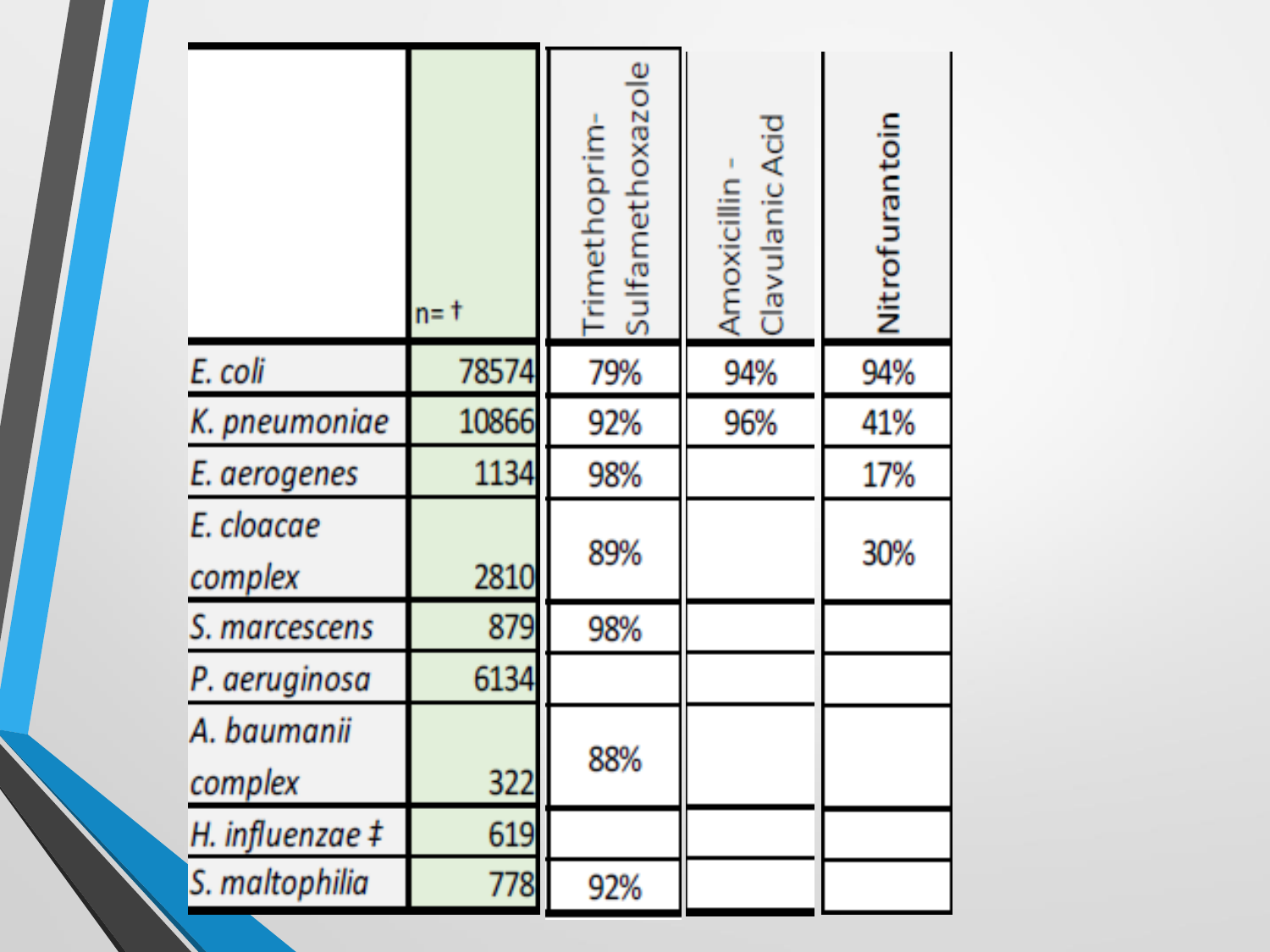| | n= † | Trimethoprim-Sulfamethoxazole | Amoxicillin - Clavulanic Acid | Nitrofurantoin |
|---|---|---|---|---|
| *E. coli* | 78574 | 79% | 94% | 94% |
| *K. pneumoniae* | 10866 | 92% | 96% | 41% |
| *E. aerogenes* | 1134 | 98% | | 17% |
| *E. cloacae complex* | 2810 | 89% | | 30% |
| *S. marcescens* | 879 | 98% | | |
| *P. aeruginosa* | 6134 | | | |
| *A. baumanii complex* | 322 | 88% | | |
| *H. influenzae* ‡ | 619 | | | |
| *S. maltophilia* | 778 | 92% | | |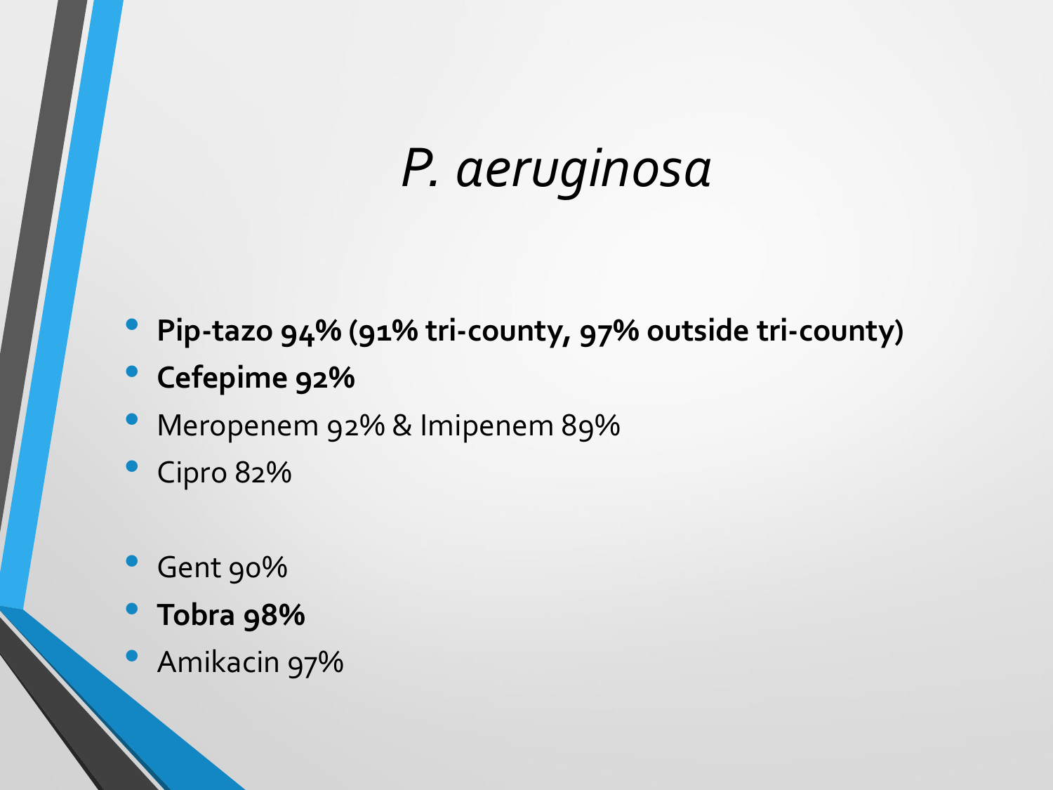# *P. aeruginosa*

- **Pip-tazo 94% (91% tri-county, 97% outside tri-county)**
- **Cefepime 92%**
- Meropenem 92% & Imipenem 89%
- Cipro 82%

- Gent 90%
- **Tobra 98%**
- Amikacin 97%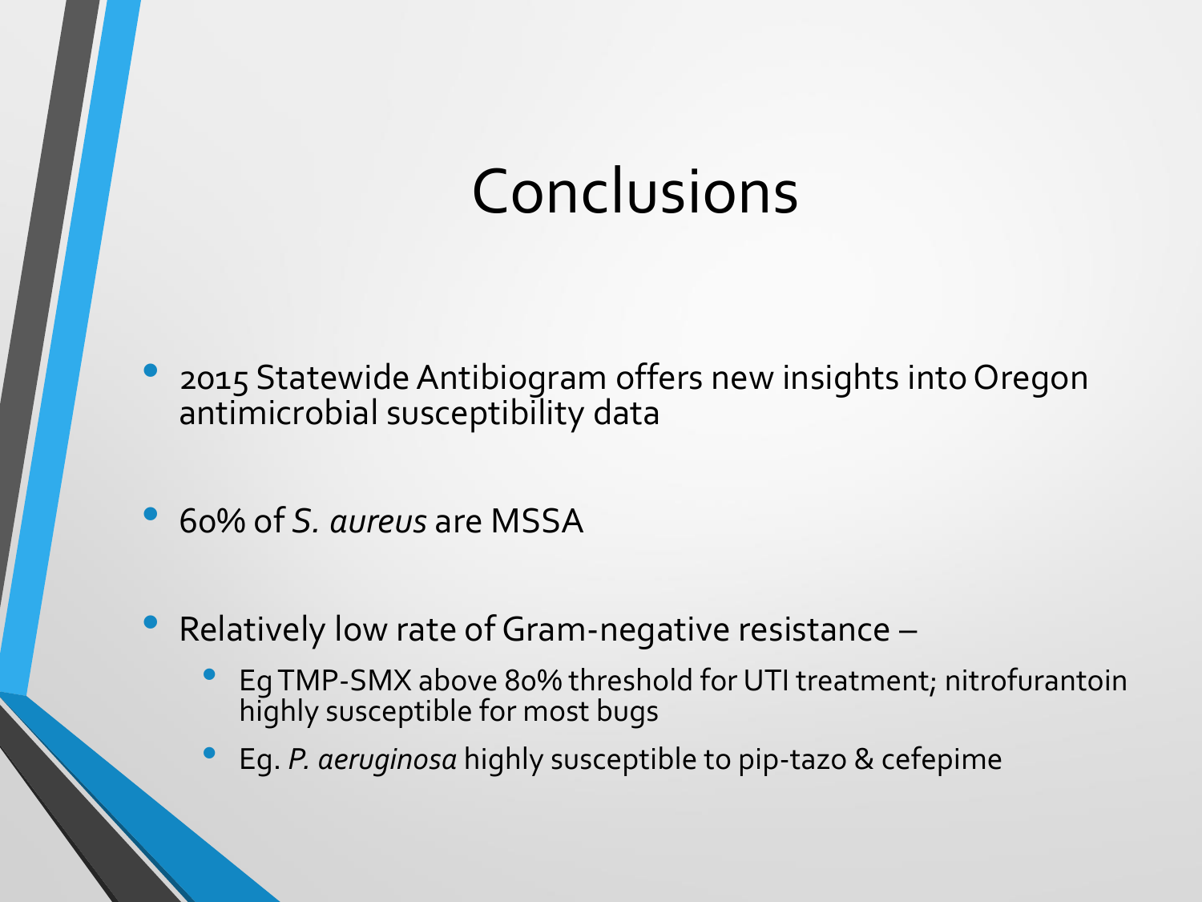# Conclusions

- 2015 Statewide Antibiogram offers new insights into Oregon antimicrobial susceptibility data
- 60% of *S. aureus* are MSSA
- Relatively low rate of Gram-negative resistance –
  - Eg TMP-SMX above 80% threshold for UTI treatment; nitrofurantoin highly susceptible for most bugs
  - Eg. *P. aeruginosa* highly susceptible to pip-tazo & cefepime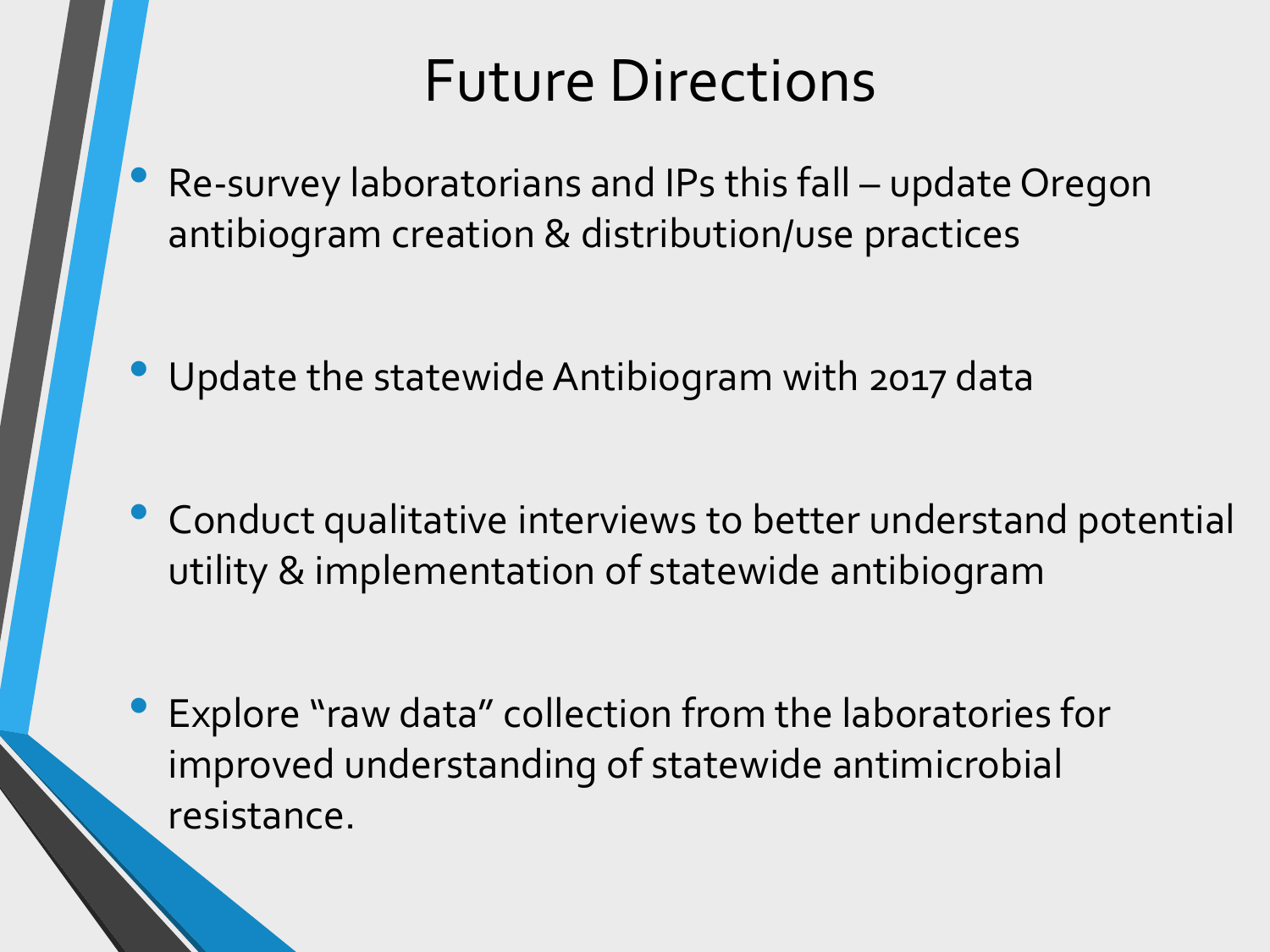# Future Directions

- Re-survey laboratorians and IPs this fall – update Oregon antibiogram creation & distribution/use practices
- Update the statewide Antibiogram with 2017 data
- Conduct qualitative interviews to better understand potential utility & implementation of statewide antibiogram
- Explore "raw data" collection from the laboratories for improved understanding of statewide antimicrobial resistance.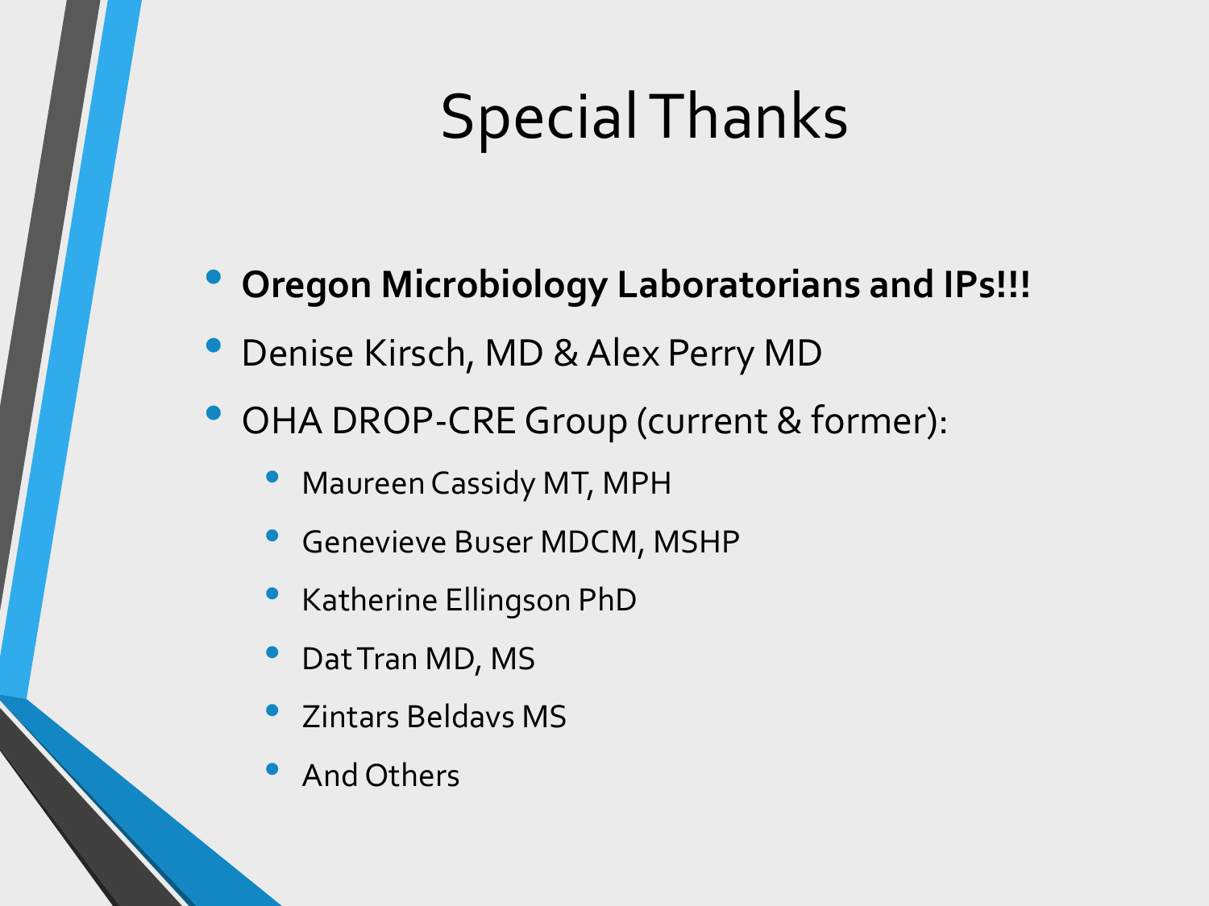# Special Thanks

- **Oregon Microbiology Laboratorians and IPs!!!**
- Denise Kirsch, MD & Alex Perry MD
- OHA DROP-CRE Group (current & former):
  - Maureen Cassidy MT, MPH
  - Genevieve Buser MDCM, MSHP
  - Katherine Ellingson PhD
  - Dat Tran MD, MS
  - Zintars Beldavs MS
  - And Others